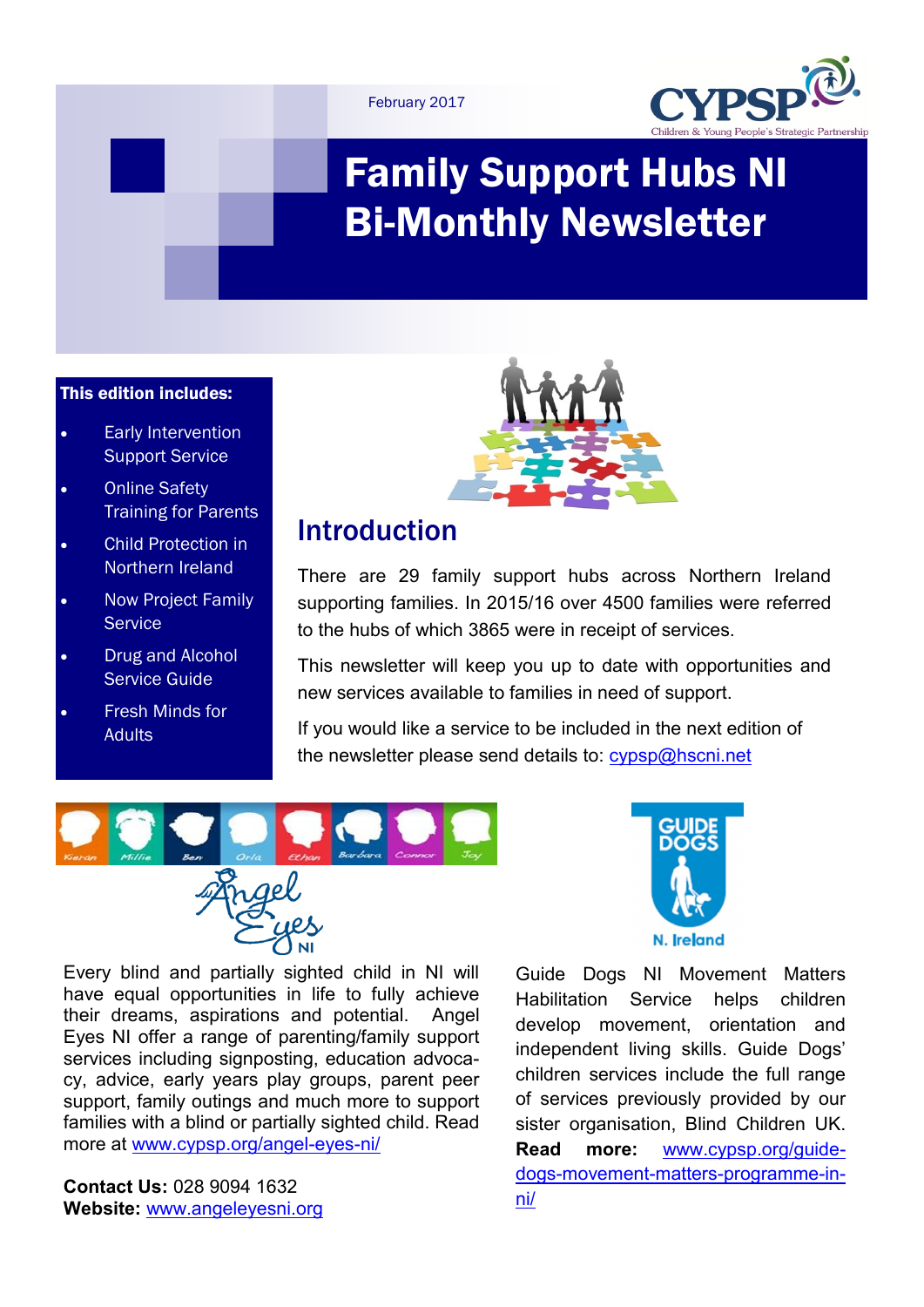February 2017

# Family Support Hubs NI Bi-Monthly Newsletter

**This edition includes:**

- Early Intervention Support Service
- Online Safety Training for Parents
- Child Protection in Northern Ireland
- Now Project Family Service
- Drug and Alcohol Service Guide
- Fresh Minds for Adults

## Introduction

There are 29 family support hubs across Northern Ireland supporting families. In 2015/16 over 4500 families were referred to the hubs of which 3865 were in receipt of services.

This newsletter will keep you up to date with opportunities and new services available to families in need of support.

If you would like a service to be included in the next edition of the newsletter please send details to: cypsp@hscni.net

Every blind and partially sighted child in NI will have equal opportunities in life to fully achieve their dreams, aspirations and potential. Angel Eyes NI offer a range of parenting/family support services including signposting, education advocacy, advice, early years play groups, parent peer support, family outings and much more to support families with a blind or partially sighted child. Read more at www.cypsp.org/angel-eyes-ni/

**Contact Us:** 028 9094 1632
**Website:** www.angeleyesni.org

Guide Dogs NI Movement Matters Habilitation Service helps children develop movement, orientation and independent living skills. Guide Dogs' children services include the full range of services previously provided by our sister organisation, Blind Children UK. **Read more:** www.cypsp.org/guide-dogs-movement-matters-programme-in-ni/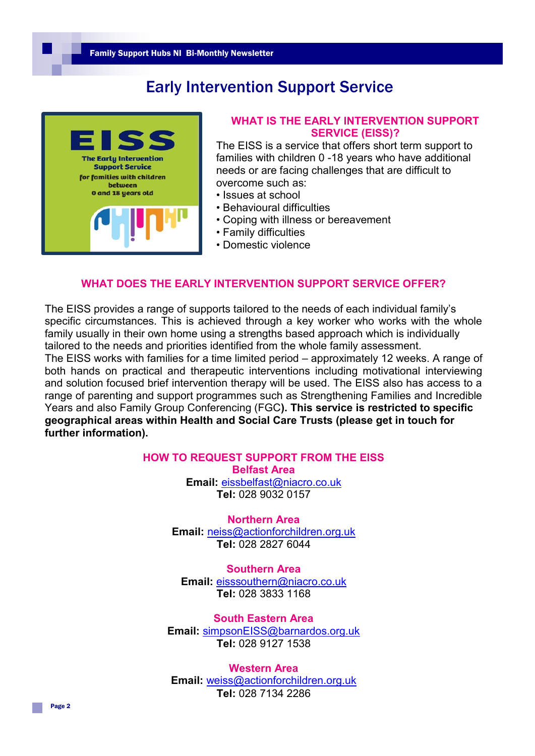# Early Intervention Support Service

## WHAT IS THE EARLY INTERVENTION SUPPORT SERVICE (EISS)?

The EISS is a service that offers short term support to families with children 0 -18 years who have additional needs or are facing challenges that are difficult to overcome such as:

- Issues at school
- Behavioural difficulties
- Coping with illness or bereavement
- Family difficulties
- Domestic violence

## WHAT DOES THE EARLY INTERVENTION SUPPORT SERVICE OFFER?

The EISS provides a range of supports tailored to the needs of each individual family's specific circumstances. This is achieved through a key worker who works with the whole family usually in their own home using a strengths based approach which is individually tailored to the needs and priorities identified from the whole family assessment.

The EISS works with families for a time limited period – approximately 12 weeks. A range of both hands on practical and therapeutic interventions including motivational interviewing and solution focused brief intervention therapy will be used. The EISS also has access to a range of parenting and support programmes such as Strengthening Families and Incredible Years and also Family Group Conferencing (FGC**). This service is restricted to specific geographical areas within Health and Social Care Trusts (please get in touch for further information).**

## HOW TO REQUEST SUPPORT FROM THE EISS

### Belfast Area

**Email:** eissbelfast@niacro.co.uk
**Tel:** 028 9032 0157

### Northern Area

**Email:** neiss@actionforchildren.org.uk
**Tel:** 028 2827 6044

### Southern Area

**Email:** eisssouthern@niacro.co.uk
**Tel:** 028 3833 1168

### South Eastern Area

**Email:** simpsonEISS@barnardos.org.uk
**Tel:** 028 9127 1538

### Western Area

**Email:** weiss@actionforchildren.org.uk
**Tel:** 028 7134 2286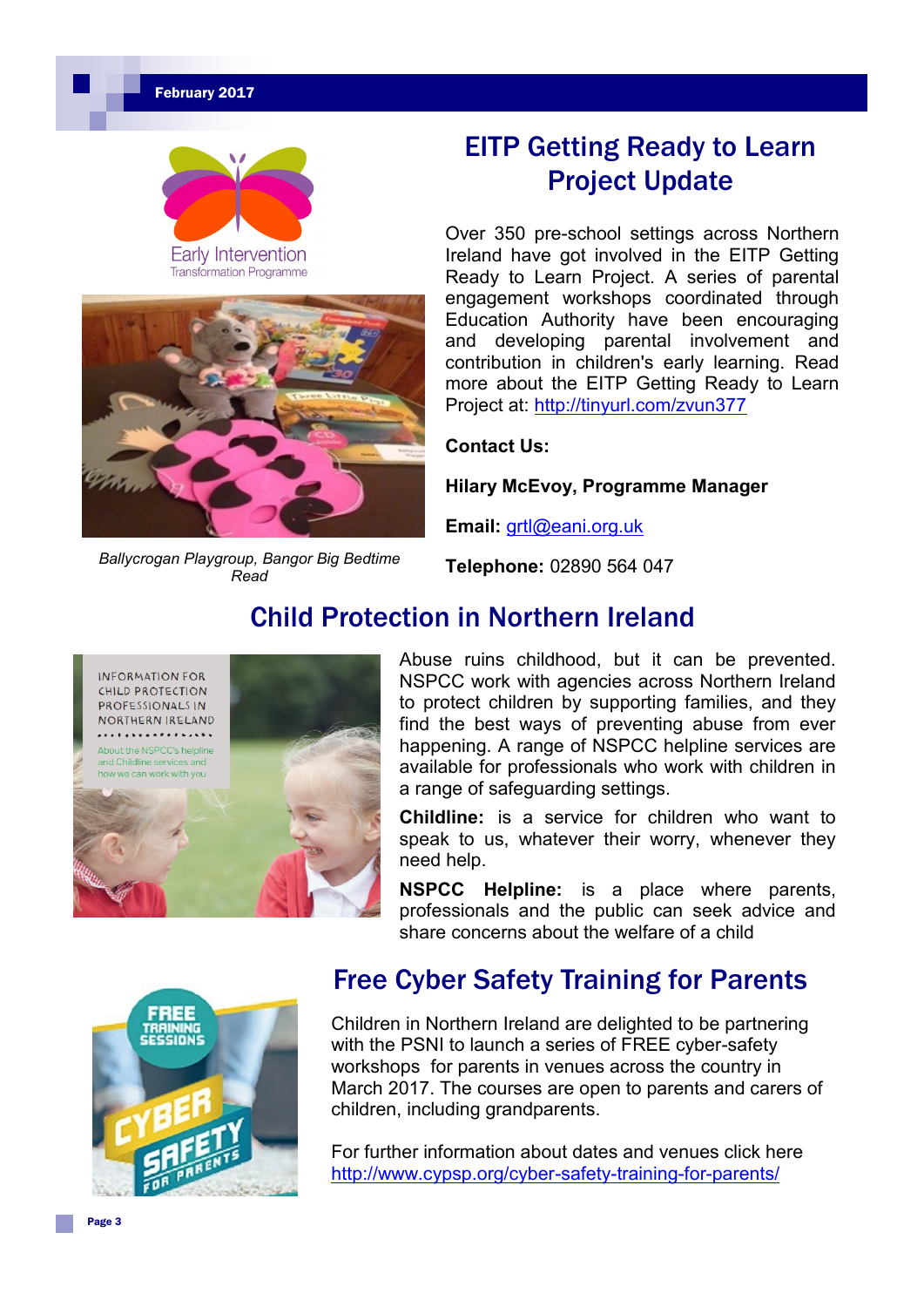## EITP Getting Ready to Learn Project Update

Over 350 pre-school settings across Northern Ireland have got involved in the EITP Getting Ready to Learn Project. A series of parental engagement workshops coordinated through Education Authority have been encouraging and developing parental involvement and contribution in children's early learning. Read more about the EITP Getting Ready to Learn Project at: http://tinyurl.com/zvun377

*Ballycrogan Playgroup, Bangor Big Bedtime Read*

**Contact Us:**

**Hilary McEvoy, Programme Manager**

**Email:** grtl@eani.org.uk

**Telephone:** 02890 564 047

## Child Protection in Northern Ireland

Abuse ruins childhood, but it can be prevented. NSPCC work with agencies across Northern Ireland to protect children by supporting families, and they find the best ways of preventing abuse from ever happening. A range of NSPCC helpline services are available for professionals who work with children in a range of safeguarding settings.

**Childline:** is a service for children who want to speak to us, whatever their worry, whenever they need help.

**NSPCC Helpline:** is a place where parents, professionals and the public can seek advice and share concerns about the welfare of a child

## Free Cyber Safety Training for Parents

Children in Northern Ireland are delighted to be partnering with the PSNI to launch a series of FREE cyber-safety workshops for parents in venues across the country in March 2017. The courses are open to parents and carers of children, including grandparents.

For further information about dates and venues click here http://www.cypsp.org/cyber-safety-training-for-parents/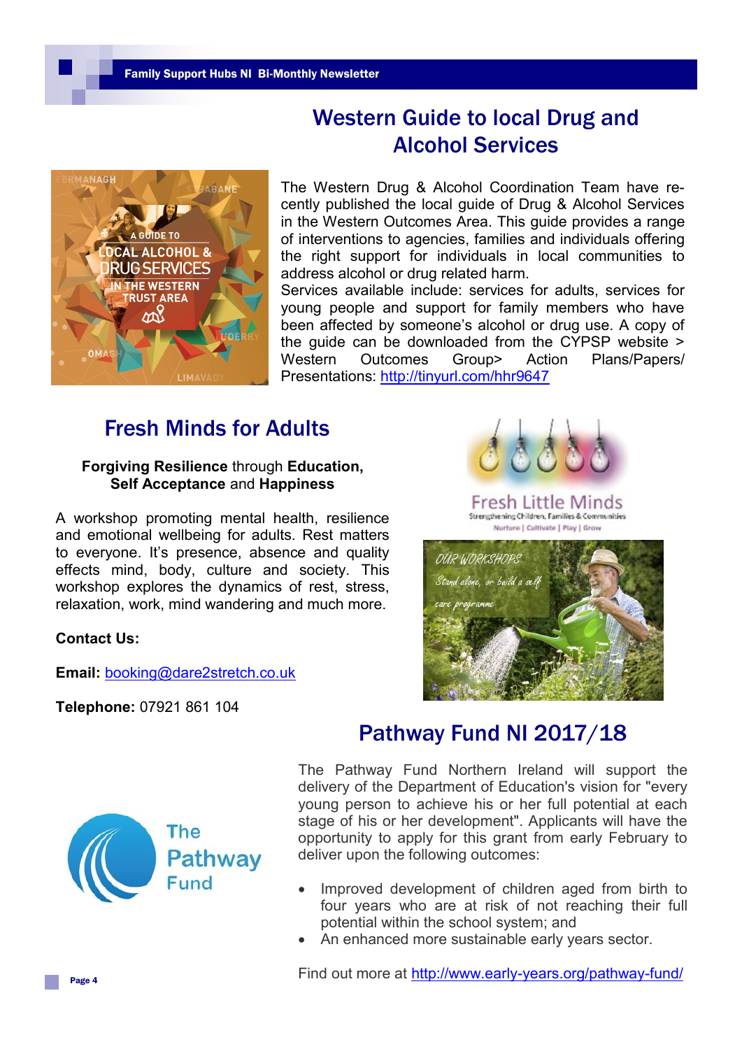## Western Guide to local Drug and Alcohol Services

The Western Drug & Alcohol Coordination Team have recently published the local guide of Drug & Alcohol Services in the Western Outcomes Area. This guide provides a range of interventions to agencies, families and individuals offering the right support for individuals in local communities to address alcohol or drug related harm.

Services available include: services for adults, services for young people and support for family members who have been affected by someone's alcohol or drug use. A copy of the guide can be downloaded from the CYPSP website > Western Outcomes Group> Action Plans/Papers/ Presentations: http://tinyurl.com/hhr9647

## Fresh Minds for Adults

**Forgiving Resilience** through **Education, Self Acceptance** and **Happiness**

A workshop promoting mental health, resilience and emotional wellbeing for adults. Rest matters to everyone. It's presence, absence and quality effects mind, body, culture and society. This workshop explores the dynamics of rest, stress, relaxation, work, mind wandering and much more.

**Contact Us:**

**Email:** booking@dare2stretch.co.uk

**Telephone:** 07921 861 104

## Pathway Fund NI 2017/18

The Pathway Fund Northern Ireland will support the delivery of the Department of Education's vision for "every young person to achieve his or her full potential at each stage of his or her development". Applicants will have the opportunity to apply for this grant from early February to deliver upon the following outcomes:

- Improved development of children aged from birth to four years who are at risk of not reaching their full potential within the school system; and
- An enhanced more sustainable early years sector.

Find out more at http://www.early-years.org/pathway-fund/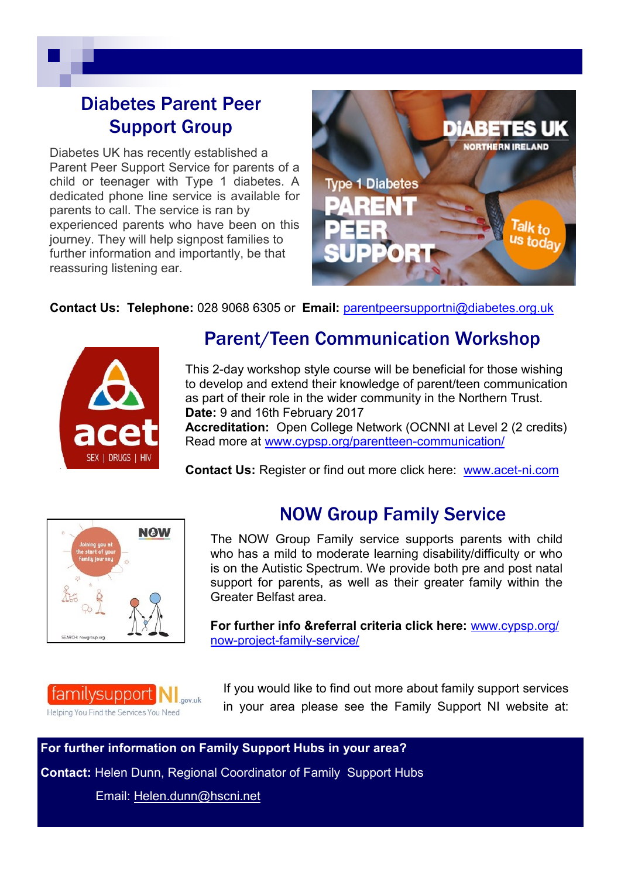## Diabetes Parent Peer Support Group

Diabetes UK has recently established a Parent Peer Support Service for parents of a child or teenager with Type 1 diabetes. A dedicated phone line service is available for parents to call. The service is ran by experienced parents who have been on this journey. They will help signpost families to further information and importantly, be that reassuring listening ear.

**Contact Us: Telephone:** 028 9068 6305 or **Email:** parentpeersupportni@diabetes.org.uk

## Parent/Teen Communication Workshop

This 2-day workshop style course will be beneficial for those wishing to develop and extend their knowledge of parent/teen communication as part of their role in the wider community in the Northern Trust.
**Date:** 9 and 16th February 2017
**Accreditation:** Open College Network (OCNNI at Level 2 (2 credits)
Read more at www.cypsp.org/parentteen-communication/

**Contact Us:** Register or find out more click here: www.acet-ni.com

## NOW Group Family Service

The NOW Group Family service supports parents with child who has a mild to moderate learning disability/difficulty or who is on the Autistic Spectrum. We provide both pre and post natal support for parents, as well as their greater family within the Greater Belfast area.

**For further info &referral criteria click here:** www.cypsp.org/now-project-family-service/

If you would like to find out more about family support services in your area please see the Family Support NI website at:

**For further information on Family Support Hubs in your area?**

**Contact:** Helen Dunn, Regional Coordinator of Family Support Hubs

Email: Helen.dunn@hscni.net